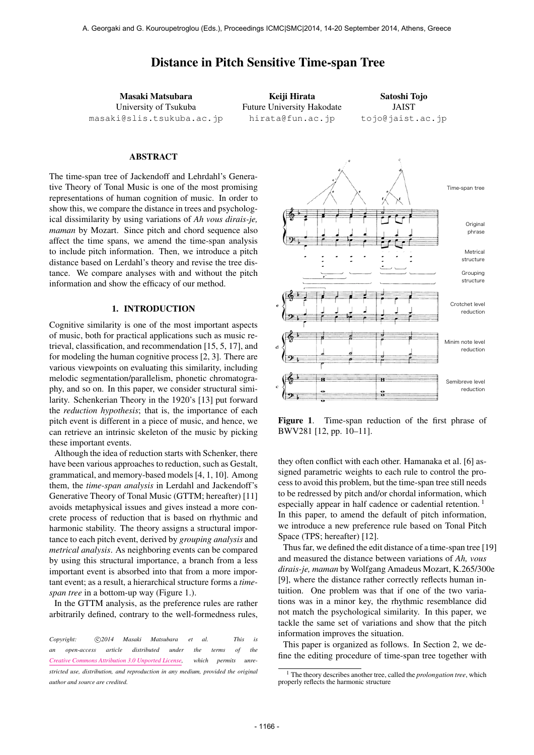# Distance in Pitch Sensitive Time-span Tree

**Masaki Matsubara**
University of Tsukuba
masaki@slis.tsukuba.ac.jp

**Keiji Hirata**
Future University Hakodate
hirata@fun.ac.jp

**Satoshi Tojo**
JAIST
tojo@jaist.ac.jp

## ABSTRACT

The time-span tree of Jackendoff and Lehrdahl's Generative Theory of Tonal Music is one of the most promising representations of human cognition of music. In order to show this, we compare the distance in trees and psychological dissimilarity by using variations of *Ah vous dirais-je, maman* by Mozart. Since pitch and chord sequence also affect the time spans, we amend the time-span analysis to include pitch information. Then, we introduce a pitch distance based on Lerdahl's theory and revise the tree distance. We compare analyses with and without the pitch information and show the efficacy of our method.

## 1. INTRODUCTION

Cognitive similarity is one of the most important aspects of music, both for practical applications such as music retrieval, classification, and recommendation [15, 5, 17], and for modeling the human cognitive process [2, 3]. There are various viewpoints on evaluating this similarity, including melodic segmentation/parallelism, phonetic chromatography, and so on. In this paper, we consider structural similarity. Schenkerian Theory in the 1920's [13] put forward the *reduction hypothesis*; that is, the importance of each pitch event is different in a piece of music, and hence, we can retrieve an intrinsic skeleton of the music by picking these important events.

Although the idea of reduction starts with Schenker, there have been various approaches to reduction, such as Gestalt, grammatical, and memory-based models [4, 1, 10]. Among them, the *time-span analysis* in Lerdahl and Jackendoff's Generative Theory of Tonal Music (GTTM; hereafter) [11] avoids metaphysical issues and gives instead a more concrete process of reduction that is based on rhythmic and harmonic stability. The theory assigns a structural importance to each pitch event, derived by *grouping analysis* and *metrical analysis*. As neighboring events can be compared by using this structural importance, a branch from a less important event is absorbed into that from a more important event; as a result, a hierarchical structure forms a *time-span tree* in a bottom-up way (Figure 1.).

In the GTTM analysis, as the preference rules are rather arbitrarily defined, contrary to the well-formedness rules,

*Copyright: ©2014 Masaki Matsubara et al. This is an open-access article distributed under the terms of the Creative Commons Attribution 3.0 Unported License, which permits unrestricted use, distribution, and reproduction in any medium, provided the original author and source are credited.*

**Figure 1**. Time-span reduction of the first phrase of BWV281 [12, pp. 10–11].

they often conflict with each other. Hamanaka et al. [6] assigned parametric weights to each rule to control the process to avoid this problem, but the time-span tree still needs to be redressed by pitch and/or chordal information, which especially appear in half cadence or cadential retention. [1] In this paper, to amend the default of pitch information, we introduce a new preference rule based on Tonal Pitch Space (TPS; hereafter) [12].

Thus far, we defined the edit distance of a time-span tree [19] and measured the distance between variations of *Ah, vous dirais-je, maman* by Wolfgang Amadeus Mozart, K.265/300e [9], where the distance rather correctly reflects human intuition. One problem was that if one of the two variations was in a minor key, the rhythmic resemblance did not match the psychological similarity. In this paper, we tackle the same set of variations and show that the pitch information improves the situation.

This paper is organized as follows. In Section 2, we define the editing procedure of time-span tree together with

[1] The theory describes another tree, called the *prolongation tree*, which properly reflects the harmonic structure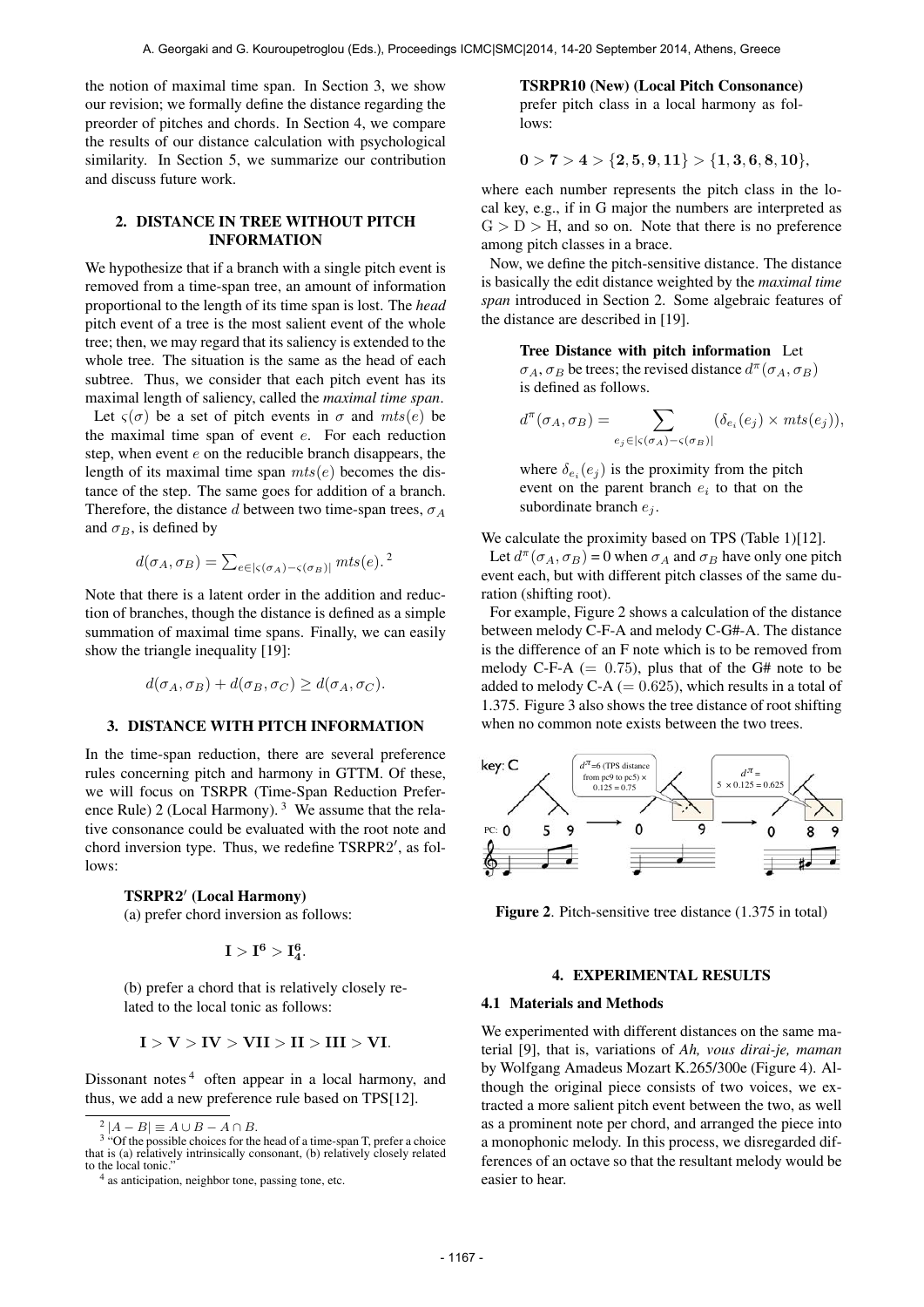the notion of maximal time span. In Section 3, we show our revision; we formally define the distance regarding the preorder of pitches and chords. In Section 4, we compare the results of our distance calculation with psychological similarity. In Section 5, we summarize our contribution and discuss future work.

## 2. DISTANCE IN TREE WITHOUT PITCH INFORMATION

We hypothesize that if a branch with a single pitch event is removed from a time-span tree, an amount of information proportional to the length of its time span is lost. The *head* pitch event of a tree is the most salient event of the whole tree; then, we may regard that its saliency is extended to the whole tree. The situation is the same as the head of each subtree. Thus, we consider that each pitch event has its maximal length of saliency, called the *maximal time span*.

Let $\varsigma(\sigma)$ be a set of pitch events in $\sigma$ and $mts(e)$ be the maximal time span of event $e$. For each reduction step, when event $e$ on the reducible branch disappears, the length of its maximal time span $mts(e)$ becomes the distance of the step. The same goes for addition of a branch. Therefore, the distance $d$ between two time-span trees, $\sigma_A$ and $\sigma_B$, is defined by

$$d(\sigma_A, \sigma_B) = \sum_{e \in |\varsigma(\sigma_A) - \varsigma(\sigma_B)|} mts(e).$$ [2]

Note that there is a latent order in the addition and reduction of branches, though the distance is defined as a simple summation of maximal time spans. Finally, we can easily show the triangle inequality [19]:

$$d(\sigma_A, \sigma_B) + d(\sigma_B, \sigma_C) \geq d(\sigma_A, \sigma_C).$$

## 3. DISTANCE WITH PITCH INFORMATION

In the time-span reduction, there are several preference rules concerning pitch and harmony in GTTM. Of these, we will focus on TSRPR (Time-Span Reduction Preference Rule) 2 (Local Harmony). [3] We assume that the relative consonance could be evaluated with the root note and chord inversion type. Thus, we redefine TSRPR2′, as follows:

**TSRPR2′ (Local Harmony)**

(a) prefer chord inversion as follows:

$$\mathbf{I} > \mathbf{I^6} > \mathbf{I^6_4}.$$

(b) prefer a chord that is relatively closely related to the local tonic as follows:

$$\mathbf{I} > \mathbf{V} > \mathbf{IV} > \mathbf{VII} > \mathbf{II} > \mathbf{III} > \mathbf{VI}.$$

Dissonant notes [4] often appear in a local harmony, and thus, we add a new preference rule based on TPS[12].

**TSRPR10 (New) (Local Pitch Consonance)** prefer pitch class in a local harmony as follows:

$$\mathbf{0} > \mathbf{7} > \mathbf{4} > \{\mathbf{2}, \mathbf{5}, \mathbf{9}, \mathbf{11}\} > \{\mathbf{1}, \mathbf{3}, \mathbf{6}, \mathbf{8}, \mathbf{10}\},$$

where each number represents the pitch class in the local key, e.g., if in G major the numbers are interpreted as G > D > H, and so on. Note that there is no preference among pitch classes in a brace.

Now, we define the pitch-sensitive distance. The distance is basically the edit distance weighted by the *maximal time span* introduced in Section 2. Some algebraic features of the distance are described in [19].

**Tree Distance with pitch information** Let $\sigma_A, \sigma_B$ be trees; the revised distance $d^\pi(\sigma_A, \sigma_B)$ is defined as follows.

$$d^\pi(\sigma_A, \sigma_B) = \sum_{e_j \in |\varsigma(\sigma_A) - \varsigma(\sigma_B)|} (\delta_{e_i}(e_j) \times mts(e_j)),$$

where $\delta_{e_i}(e_j)$ is the proximity from the pitch event on the parent branch $e_i$ to that on the subordinate branch $e_j$.

We calculate the proximity based on TPS (Table 1)[12].

Let $d^\pi(\sigma_A, \sigma_B) = 0$ when $\sigma_A$ and $\sigma_B$ have only one pitch event each, but with different pitch classes of the same duration (shifting root).

For example, Figure 2 shows a calculation of the distance between melody C-F-A and melody C-G#-A. The distance is the difference of an F note which is to be removed from melody C-F-A ($= 0.75$), plus that of the G# note to be added to melody C-A ($= 0.625$), which results in a total of 1.375. Figure 3 also shows the tree distance of root shifting when no common note exists between the two trees.

Figure 2. Pitch-sensitive tree distance (1.375 in total)

## 4. EXPERIMENTAL RESULTS

### 4.1 Materials and Methods

We experimented with different distances on the same material [9], that is, variations of *Ah, vous dirai-je, maman* by Wolfgang Amadeus Mozart K.265/300e (Figure 4). Although the original piece consists of two voices, we extracted a more salient pitch event between the two, as well as a prominent note per chord, and arranged the piece into a monophonic melody. In this process, we disregarded differences of an octave so that the resultant melody would be easier to hear.

---

[2] $|A - B| \equiv A \cup B - A \cap B$.

[3] "Of the possible choices for the head of a time-span T, prefer a choice that is (a) relatively intrinsically consonant, (b) relatively closely related to the local tonic."

[4] as anticipation, neighbor tone, passing tone, etc.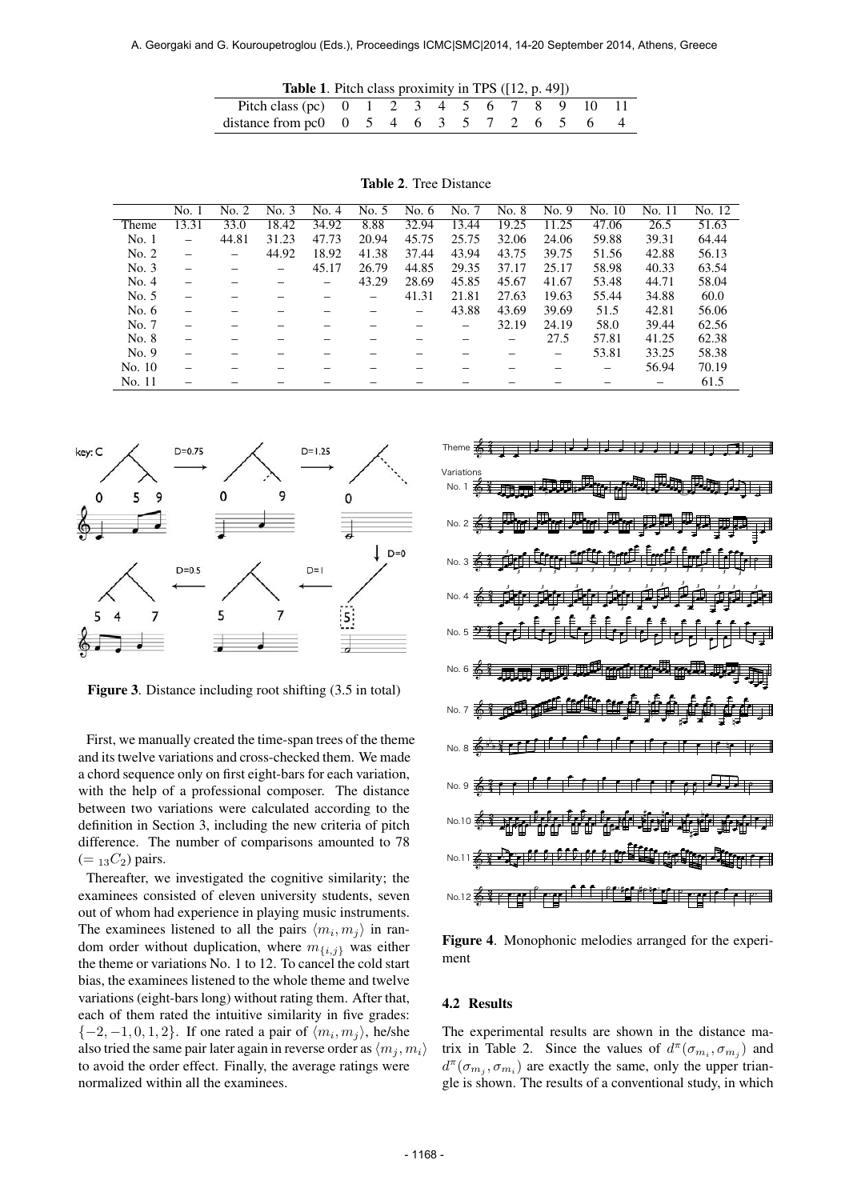**Table 1**. Pitch class proximity in TPS ([12, p. 49])

| Pitch class (pc) | 0 | 1 | 2 | 3 | 4 | 5 | 6 | 7 | 8 | 9 | 10 | 11 |
|---|---|---|---|---|---|---|---|---|---|---|---|---|
| distance from pc0 | 0 | 5 | 4 | 6 | 3 | 5 | 7 | 2 | 6 | 5 | 6 | 4 |

**Table 2**. Tree Distance

| | No. 1 | No. 2 | No. 3 | No. 4 | No. 5 | No. 6 | No. 7 | No. 8 | No. 9 | No. 10 | No. 11 | No. 12 |
|---|---|---|---|---|---|---|---|---|---|---|---|---|
| Theme | 13.31 | 33.0 | 18.42 | 34.92 | 8.88 | 32.94 | 13.44 | 19.25 | 11.25 | 47.06 | 26.5 | 51.63 |
| No. 1 | – | 44.81 | 31.23 | 47.73 | 20.94 | 45.75 | 25.75 | 32.06 | 24.06 | 59.88 | 39.31 | 64.44 |
| No. 2 | – | – | 44.92 | 18.92 | 41.38 | 37.44 | 43.94 | 43.75 | 39.75 | 51.56 | 42.88 | 56.13 |
| No. 3 | – | – | – | 45.17 | 26.79 | 44.85 | 29.35 | 37.17 | 25.17 | 58.98 | 40.33 | 63.54 |
| No. 4 | – | – | – | – | 43.29 | 28.69 | 45.85 | 45.67 | 41.67 | 53.48 | 44.71 | 58.04 |
| No. 5 | – | – | – | – | – | 41.31 | 21.81 | 27.63 | 19.63 | 55.44 | 34.88 | 60.0 |
| No. 6 | – | – | – | – | – | – | 43.88 | 43.69 | 39.69 | 51.5 | 42.81 | 56.06 |
| No. 7 | – | – | – | – | – | – | – | 32.19 | 24.19 | 58.0 | 39.44 | 62.56 |
| No. 8 | – | – | – | – | – | – | – | – | 27.5 | 57.81 | 41.25 | 62.38 |
| No. 9 | – | – | – | – | – | – | – | – | – | 53.81 | 33.25 | 58.38 |
| No. 10 | – | – | – | – | – | – | – | – | – | – | 56.94 | 70.19 |
| No. 11 | – | – | – | – | – | – | – | – | – | – | – | 61.5 |

**Figure 3**. Distance including root shifting (3.5 in total)

First, we manually created the time-span trees of the theme and its twelve variations and cross-checked them. We made a chord sequence only on first eight-bars for each variation, with the help of a professional composer. The distance between two variations were calculated according to the definition in Section 3, including the new criteria of pitch difference. The number of comparisons amounted to 78 ($= {}_{13}C_2$) pairs.

Thereafter, we investigated the cognitive similarity; the examinees consisted of eleven university students, seven out of whom had experience in playing music instruments. The examinees listened to all the pairs $\langle m_i, m_j \rangle$ in random order without duplication, where $m_{\{i,j\}}$ was either the theme or variations No. 1 to 12. To cancel the cold start bias, the examinees listened to the whole theme and twelve variations (eight-bars long) without rating them. After that, each of them rated the intuitive similarity in five grades: $\{-2, -1, 0, 1, 2\}$. If one rated a pair of $\langle m_i, m_j \rangle$, he/she also tried the same pair later again in reverse order as $\langle m_j, m_i \rangle$ to avoid the order effect. Finally, the average ratings were normalized within all the examinees.

**Figure 4**. Monophonic melodies arranged for the experiment

### 4.2 Results

The experimental results are shown in the distance matrix in Table 2. Since the values of $d^{\pi}(\sigma_{m_i}, \sigma_{m_j})$ and $d^{\pi}(\sigma_{m_j}, \sigma_{m_i})$ are exactly the same, only the upper triangle is shown. The results of a conventional study, in which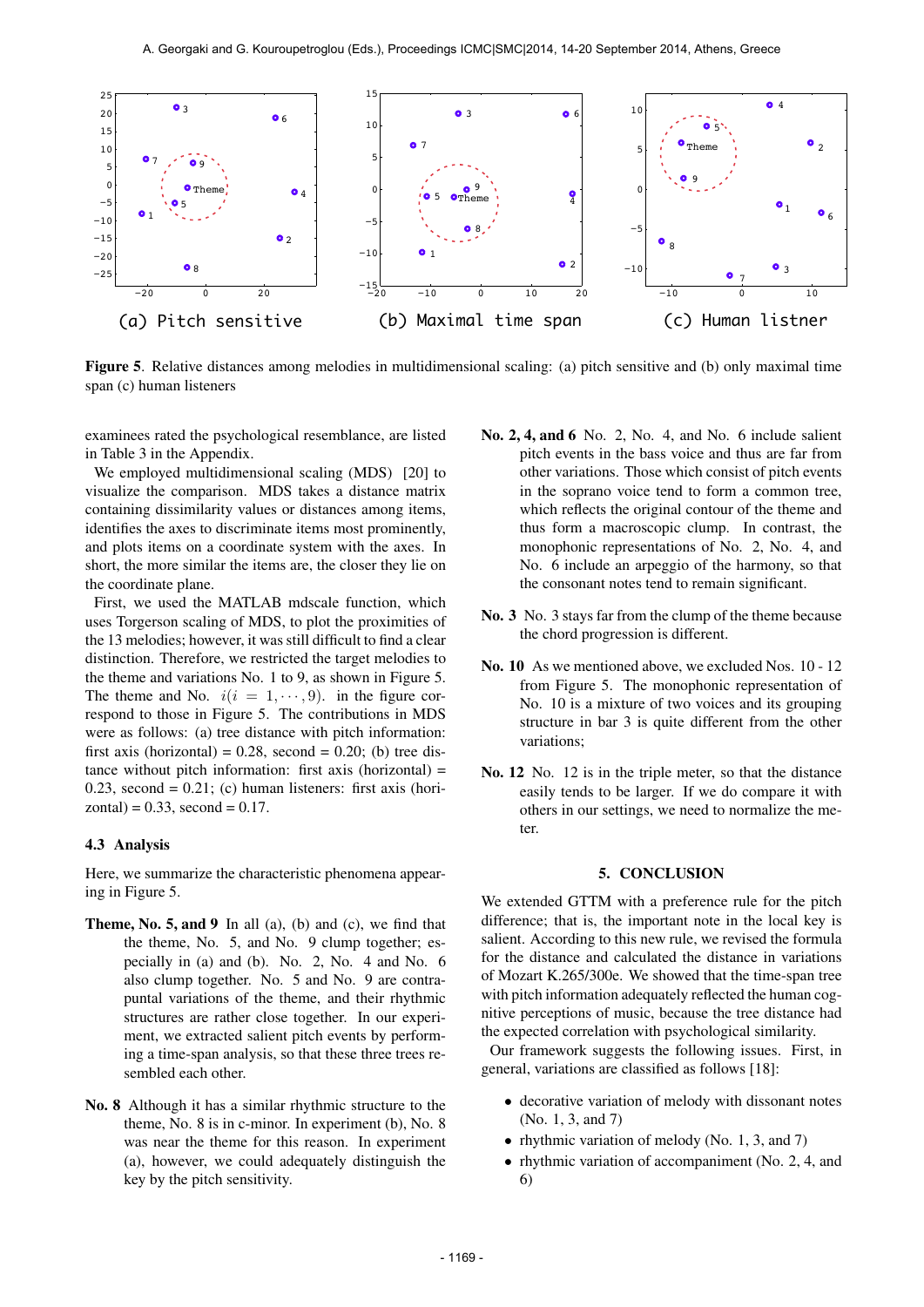**Figure 5**. Relative distances among melodies in multidimensional scaling: (a) pitch sensitive and (b) only maximal time span (c) human listeners

examinees rated the psychological resemblance, are listed in Table 3 in the Appendix.

We employed multidimensional scaling (MDS) [20] to visualize the comparison. MDS takes a distance matrix containing dissimilarity values or distances among items, identifies the axes to discriminate items most prominently, and plots items on a coordinate system with the axes. In short, the more similar the items are, the closer they lie on the coordinate plane.

First, we used the MATLAB mdscale function, which uses Torgerson scaling of MDS, to plot the proximities of the 13 melodies; however, it was still difficult to find a clear distinction. Therefore, we restricted the target melodies to the theme and variations No. 1 to 9, as shown in Figure 5. The theme and No. $i(i = 1, \cdots, 9)$. in the figure correspond to those in Figure 5. The contributions in MDS were as follows: (a) tree distance with pitch information: first axis (horizontal) = 0.28, second = 0.20; (b) tree distance without pitch information: first axis (horizontal) = 0.23, second = 0.21; (c) human listeners: first axis (horizontal) = 0.33, second = 0.17.

### 4.3 Analysis

Here, we summarize the characteristic phenomena appearing in Figure 5.

**Theme, No. 5, and 9** In all (a), (b) and (c), we find that the theme, No. 5, and No. 9 clump together; especially in (a) and (b). No. 2, No. 4 and No. 6 also clump together. No. 5 and No. 9 are contrapuntal variations of the theme, and their rhythmic structures are rather close together. In our experiment, we extracted salient pitch events by performing a time-span analysis, so that these three trees resembled each other.

**No. 8** Although it has a similar rhythmic structure to the theme, No. 8 is in c-minor. In experiment (b), No. 8 was near the theme for this reason. In experiment (a), however, we could adequately distinguish the key by the pitch sensitivity.

**No. 2, 4, and 6** No. 2, No. 4, and No. 6 include salient pitch events in the bass voice and thus are far from other variations. Those which consist of pitch events in the soprano voice tend to form a common tree, which reflects the original contour of the theme and thus form a macroscopic clump. In contrast, the monophonic representations of No. 2, No. 4, and No. 6 include an arpeggio of the harmony, so that the consonant notes tend to remain significant.

**No. 3** No. 3 stays far from the clump of the theme because the chord progression is different.

**No. 10** As we mentioned above, we excluded Nos. 10 - 12 from Figure 5. The monophonic representation of No. 10 is a mixture of two voices and its grouping structure in bar 3 is quite different from the other variations;

**No. 12** No. 12 is in the triple meter, so that the distance easily tends to be larger. If we do compare it with others in our settings, we need to normalize the meter.

## 5. CONCLUSION

We extended GTTM with a preference rule for the pitch difference; that is, the important note in the local key is salient. According to this new rule, we revised the formula for the distance and calculated the distance in variations of Mozart K.265/300e. We showed that the time-span tree with pitch information adequately reflected the human cognitive perceptions of music, because the tree distance had the expected correlation with psychological similarity.

Our framework suggests the following issues. First, in general, variations are classified as follows [18]:

- decorative variation of melody with dissonant notes (No. 1, 3, and 7)
- rhythmic variation of melody (No. 1, 3, and 7)
- rhythmic variation of accompaniment (No. 2, 4, and 6)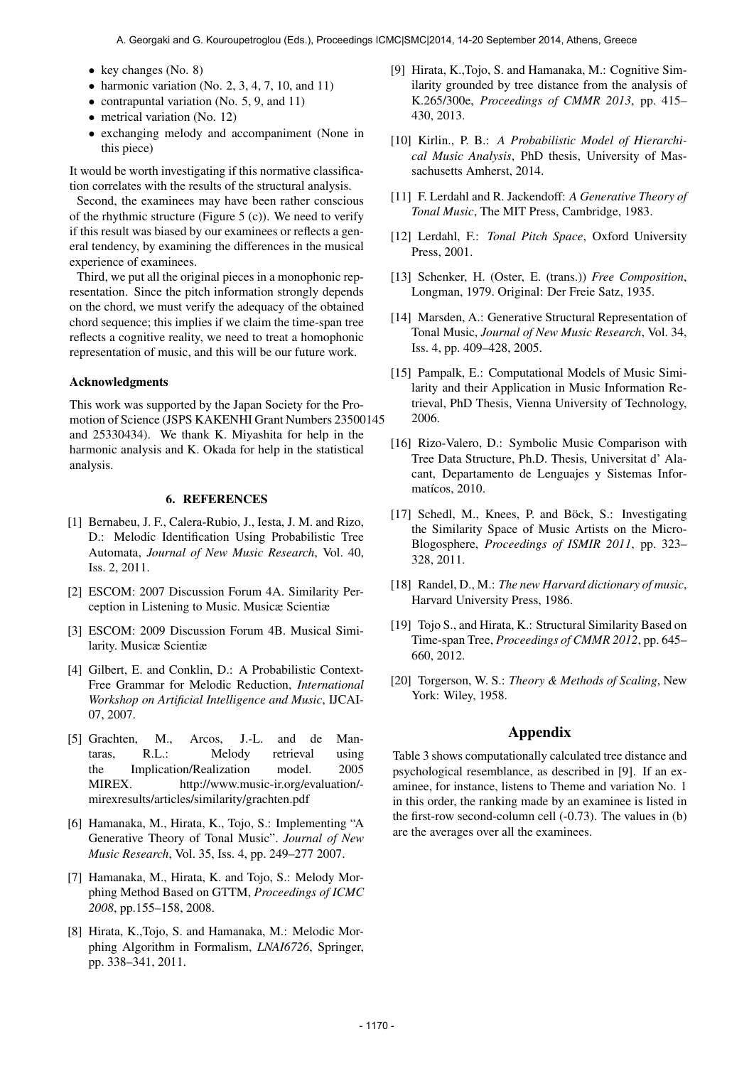- key changes (No. 8)
- harmonic variation (No. 2, 3, 4, 7, 10, and 11)
- contrapuntal variation (No. 5, 9, and 11)
- metrical variation (No. 12)
- exchanging melody and accompaniment (None in this piece)

It would be worth investigating if this normative classification correlates with the results of the structural analysis.

Second, the examinees may have been rather conscious of the rhythmic structure (Figure 5 (c)). We need to verify if this result was biased by our examinees or reflects a general tendency, by examining the differences in the musical experience of examinees.

Third, we put all the original pieces in a monophonic representation. Since the pitch information strongly depends on the chord, we must verify the adequacy of the obtained chord sequence; this implies if we claim the time-span tree reflects a cognitive reality, we need to treat a homophonic representation of music, and this will be our future work.

**Acknowledgments**

This work was supported by the Japan Society for the Promotion of Science (JSPS KAKENHI Grant Numbers 23500145 and 25330434). We thank K. Miyashita for help in the harmonic analysis and K. Okada for help in the statistical analysis.

## 6. REFERENCES

[1] Bernabeu, J. F., Calera-Rubio, J., Iesta, J. M. and Rizo, D.: Melodic Identification Using Probabilistic Tree Automata, *Journal of New Music Research*, Vol. 40, Iss. 2, 2011.

[2] ESCOM: 2007 Discussion Forum 4A. Similarity Perception in Listening to Music. Musicæ Scientiæ

[3] ESCOM: 2009 Discussion Forum 4B. Musical Similarity. Musicæ Scientiæ

[4] Gilbert, E. and Conklin, D.: A Probabilistic Context-Free Grammar for Melodic Reduction, *International Workshop on Artificial Intelligence and Music*, IJCAI-07, 2007.

[5] Grachten, M., Arcos, J.-L. and de Mantaras, R.L.: Melody retrieval using the Implication/Realization model. 2005 MIREX. http://www.music-ir.org/evaluation/-mirexresults/articles/similarity/grachten.pdf

[6] Hamanaka, M., Hirata, K., Tojo, S.: Implementing "A Generative Theory of Tonal Music". *Journal of New Music Research*, Vol. 35, Iss. 4, pp. 249–277 2007.

[7] Hamanaka, M., Hirata, K. and Tojo, S.: Melody Morphing Method Based on GTTM, *Proceedings of ICMC 2008*, pp.155–158, 2008.

[8] Hirata, K.,Tojo, S. and Hamanaka, M.: Melodic Morphing Algorithm in Formalism, *LNAI6726*, Springer, pp. 338–341, 2011.

[9] Hirata, K.,Tojo, S. and Hamanaka, M.: Cognitive Similarity grounded by tree distance from the analysis of K.265/300e, *Proceedings of CMMR 2013*, pp. 415–430, 2013.

[10] Kirlin., P. B.: *A Probabilistic Model of Hierarchical Music Analysis*, PhD thesis, University of Massachusetts Amherst, 2014.

[11] F. Lerdahl and R. Jackendoff: *A Generative Theory of Tonal Music*, The MIT Press, Cambridge, 1983.

[12] Lerdahl, F.: *Tonal Pitch Space*, Oxford University Press, 2001.

[13] Schenker, H. (Oster, E. (trans.)) *Free Composition*, Longman, 1979. Original: Der Freie Satz, 1935.

[14] Marsden, A.: Generative Structural Representation of Tonal Music, *Journal of New Music Research*, Vol. 34, Iss. 4, pp. 409–428, 2005.

[15] Pampalk, E.: Computational Models of Music Similarity and their Application in Music Information Retrieval, PhD Thesis, Vienna University of Technology, 2006.

[16] Rizo-Valero, D.: Symbolic Music Comparison with Tree Data Structure, Ph.D. Thesis, Universitat d' Alacant, Departamento de Lenguajes y Sistemas Informatícos, 2010.

[17] Schedl, M., Knees, P. and Böck, S.: Investigating the Similarity Space of Music Artists on the Micro-Blogosphere, *Proceedings of ISMIR 2011*, pp. 323–328, 2011.

[18] Randel, D., M.: *The new Harvard dictionary of music*, Harvard University Press, 1986.

[19] Tojo S., and Hirata, K.: Structural Similarity Based on Time-span Tree, *Proceedings of CMMR 2012*, pp. 645–660, 2012.

[20] Torgerson, W. S.: *Theory & Methods of Scaling*, New York: Wiley, 1958.

## Appendix

Table 3 shows computationally calculated tree distance and psychological resemblance, as described in [9]. If an examinee, for instance, listens to Theme and variation No. 1 in this order, the ranking made by an examinee is listed in the first-row second-column cell (-0.73). The values in (b) are the averages over all the examinees.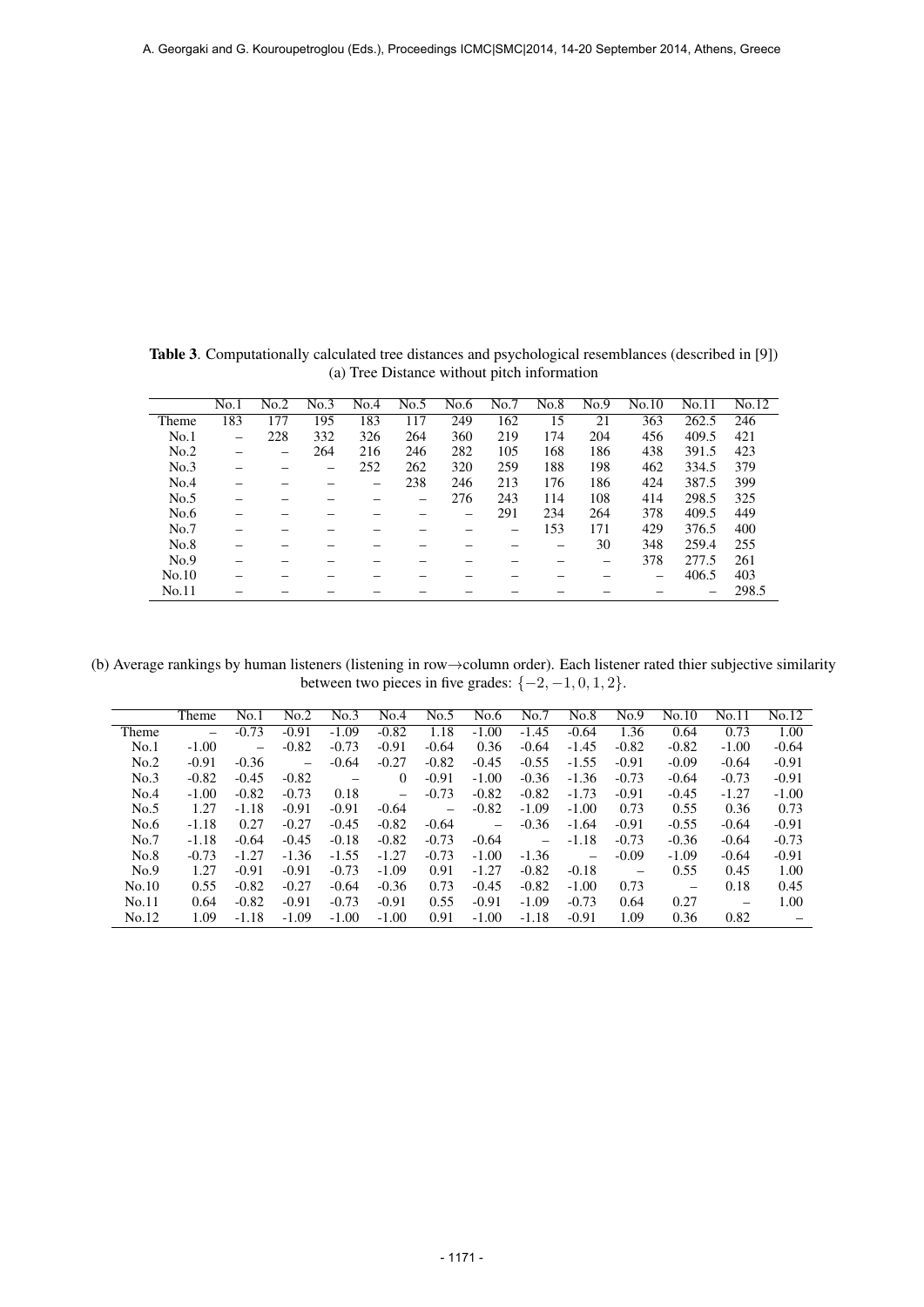**Table 3**. Computationally calculated tree distances and psychological resemblances (described in [9])
(a) Tree Distance without pitch information

| | No.1 | No.2 | No.3 | No.4 | No.5 | No.6 | No.7 | No.8 | No.9 | No.10 | No.11 | No.12 |
|---|---|---|---|---|---|---|---|---|---|---|---|---|
| Theme | 183 | 177 | 195 | 183 | 117 | 249 | 162 | 15 | 21 | 363 | 262.5 | 246 |
| No.1 | – | 228 | 332 | 326 | 264 | 360 | 219 | 174 | 204 | 456 | 409.5 | 421 |
| No.2 | – | – | 264 | 216 | 246 | 282 | 105 | 168 | 186 | 438 | 391.5 | 423 |
| No.3 | – | – | – | 252 | 262 | 320 | 259 | 188 | 198 | 462 | 334.5 | 379 |
| No.4 | – | – | – | – | 238 | 246 | 213 | 176 | 186 | 424 | 387.5 | 399 |
| No.5 | – | – | – | – | – | 276 | 243 | 114 | 108 | 414 | 298.5 | 325 |
| No.6 | – | – | – | – | – | – | 291 | 234 | 264 | 378 | 409.5 | 449 |
| No.7 | – | – | – | – | – | – | – | 153 | 171 | 429 | 376.5 | 400 |
| No.8 | – | – | – | – | – | – | – | – | 30 | 348 | 259.4 | 255 |
| No.9 | – | – | – | – | – | – | – | – | – | 378 | 277.5 | 261 |
| No.10 | – | – | – | – | – | – | – | – | – | – | 406.5 | 403 |
| No.11 | – | – | – | – | – | – | – | – | – | – | – | 298.5 |

(b) Average rankings by human listeners (listening in row→column order). Each listener rated thier subjective similarity between two pieces in five grades: $\{-2, -1, 0, 1, 2\}$.

| | Theme | No.1 | No.2 | No.3 | No.4 | No.5 | No.6 | No.7 | No.8 | No.9 | No.10 | No.11 | No.12 |
|---|---|---|---|---|---|---|---|---|---|---|---|---|---|
| Theme | – | -0.73 | -0.91 | -1.09 | -0.82 | 1.18 | -1.00 | -1.45 | -0.64 | 1.36 | 0.64 | 0.73 | 1.00 |
| No.1 | -1.00 | – | -0.82 | -0.73 | -0.91 | -0.64 | 0.36 | -0.64 | -1.45 | -0.82 | -0.82 | -1.00 | -0.64 |
| No.2 | -0.91 | -0.36 | – | -0.64 | -0.27 | -0.82 | -0.45 | -0.55 | -1.55 | -0.91 | -0.09 | -0.64 | -0.91 |
| No.3 | -0.82 | -0.45 | -0.82 | – | 0 | -0.91 | -1.00 | -0.36 | -1.36 | -0.73 | -0.64 | -0.73 | -0.91 |
| No.4 | -1.00 | -0.82 | -0.73 | 0.18 | – | -0.73 | -0.82 | -0.82 | -1.73 | -0.91 | -0.45 | -1.27 | -1.00 |
| No.5 | 1.27 | -1.18 | -0.91 | -0.91 | -0.64 | – | -0.82 | -1.09 | -1.00 | 0.73 | 0.55 | 0.36 | 0.73 |
| No.6 | -1.18 | 0.27 | -0.27 | -0.45 | -0.82 | -0.64 | – | -0.36 | -1.64 | -0.91 | -0.55 | -0.64 | -0.91 |
| No.7 | -1.18 | -0.64 | -0.45 | -0.18 | -0.82 | -0.73 | -0.64 | – | -1.18 | -0.73 | -0.36 | -0.64 | -0.73 |
| No.8 | -0.73 | -1.27 | -1.36 | -1.55 | -1.27 | -0.73 | -1.00 | -1.36 | – | -0.09 | -1.09 | -0.64 | -0.91 |
| No.9 | 1.27 | -0.91 | -0.91 | -0.73 | -1.09 | 0.91 | -1.27 | -0.82 | -0.18 | – | 0.55 | 0.45 | 1.00 |
| No.10 | 0.55 | -0.82 | -0.27 | -0.64 | -0.36 | 0.73 | -0.45 | -0.82 | -1.00 | 0.73 | – | 0.18 | 0.45 |
| No.11 | 0.64 | -0.82 | -0.91 | -0.73 | -0.91 | 0.55 | -0.91 | -1.09 | -0.73 | 0.64 | 0.27 | – | 1.00 |
| No.12 | 1.09 | -1.18 | -1.09 | -1.00 | -1.00 | 0.91 | -1.00 | -1.18 | -0.91 | 1.09 | 0.36 | 0.82 | – |